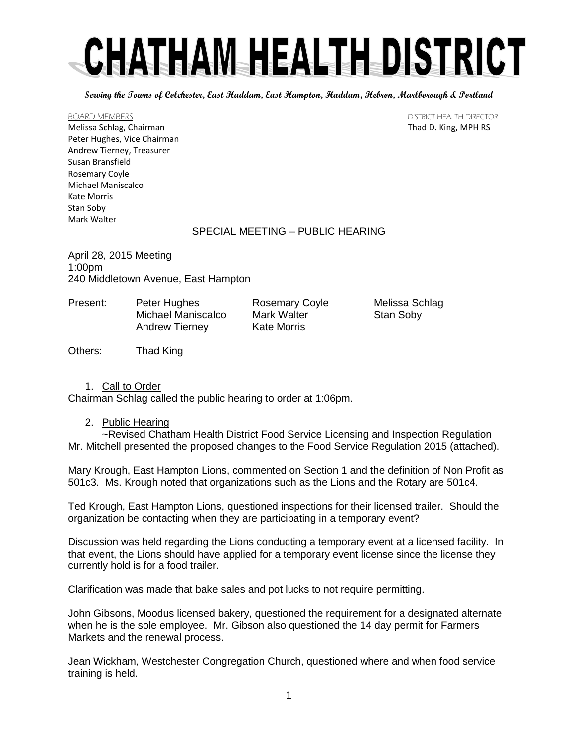# CHATHAM HEALTH DISTRICT

**Serving the Towns of Colchester, East Haddam, East Hampton, Haddam, Hebron, Marlborough & Portland**

BOARD MEMBERS
Melissa Schlag, Chairman
Peter Hughes, Vice Chairman
Andrew Tierney, Treasurer
Susan Bransfield
Rosemary Coyle
Michael Maniscalco
Kate Morris
Stan Soby
Mark Walter

DISTRICT HEALTH DIRECTOR
Thad D. King, MPH RS

## SPECIAL MEETING – PUBLIC HEARING

April 28, 2015 Meeting
1:00pm
240 Middletown Avenue, East Hampton

| Present: | Peter Hughes | Rosemary Coyle | Melissa Schlag |
|---|---|---|---|
| | Michael Maniscalco | Mark Walter | Stan Soby |
| | Andrew Tierney | Kate Morris | |

Others: Thad King

1. Call to Order

Chairman Schlag called the public hearing to order at 1:06pm.

2. Public Hearing

~Revised Chatham Health District Food Service Licensing and Inspection Regulation
Mr. Mitchell presented the proposed changes to the Food Service Regulation 2015 (attached).

Mary Krough, East Hampton Lions, commented on Section 1 and the definition of Non Profit as 501c3. Ms. Krough noted that organizations such as the Lions and the Rotary are 501c4.

Ted Krough, East Hampton Lions, questioned inspections for their licensed trailer. Should the organization be contacting when they are participating in a temporary event?

Discussion was held regarding the Lions conducting a temporary event at a licensed facility. In that event, the Lions should have applied for a temporary event license since the license they currently hold is for a food trailer.

Clarification was made that bake sales and pot lucks to not require permitting.

John Gibsons, Moodus licensed bakery, questioned the requirement for a designated alternate when he is the sole employee. Mr. Gibson also questioned the 14 day permit for Farmers Markets and the renewal process.

Jean Wickham, Westchester Congregation Church, questioned where and when food service training is held.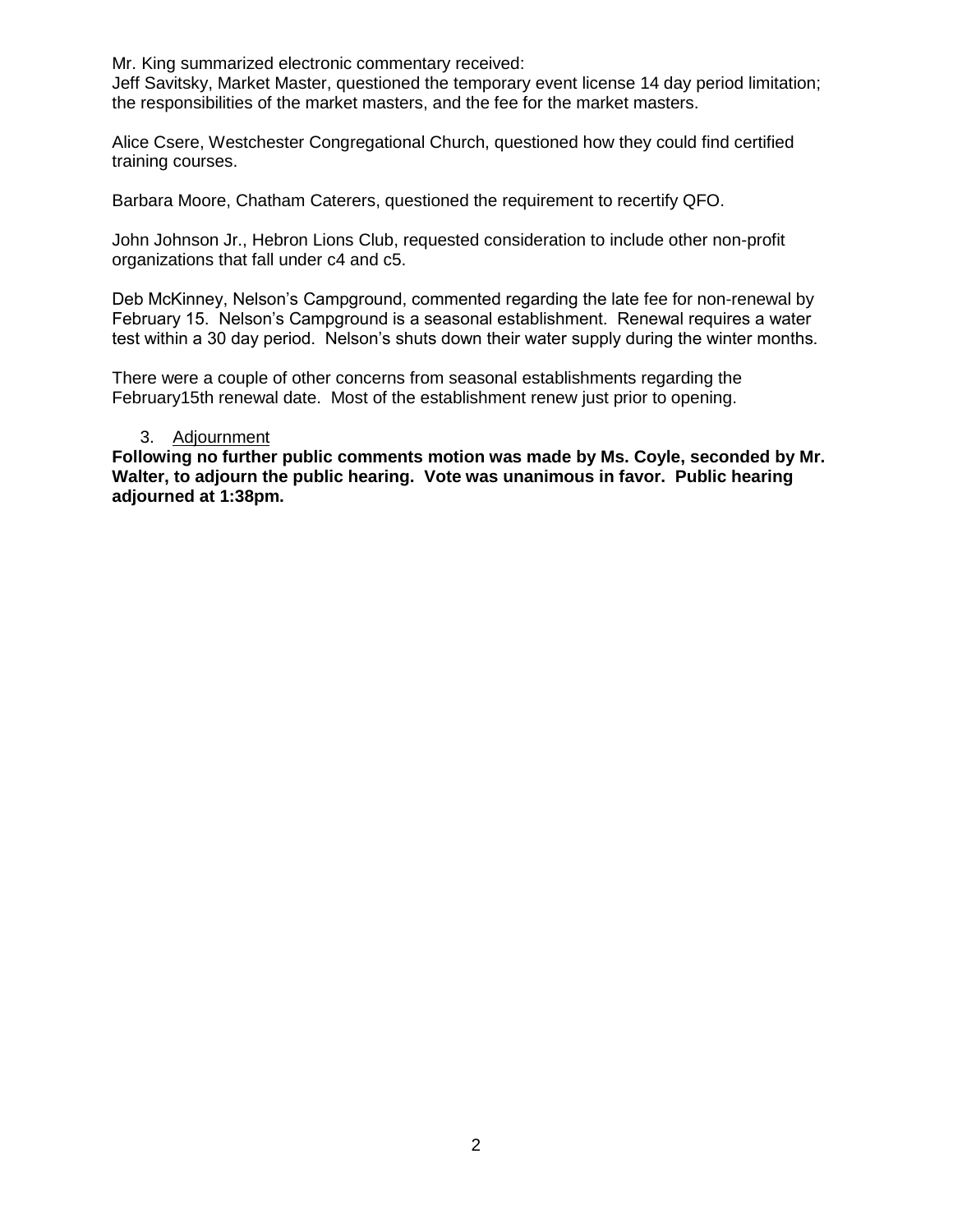Mr. King summarized electronic commentary received:
Jeff Savitsky, Market Master, questioned the temporary event license 14 day period limitation; the responsibilities of the market masters, and the fee for the market masters.

Alice Csere, Westchester Congregational Church, questioned how they could find certified training courses.

Barbara Moore, Chatham Caterers, questioned the requirement to recertify QFO.

John Johnson Jr., Hebron Lions Club, requested consideration to include other non-profit organizations that fall under c4 and c5.

Deb McKinney, Nelson's Campground, commented regarding the late fee for non-renewal by February 15. Nelson's Campground is a seasonal establishment. Renewal requires a water test within a 30 day period. Nelson's shuts down their water supply during the winter months.

There were a couple of other concerns from seasonal establishments regarding the February15th renewal date. Most of the establishment renew just prior to opening.

3. Adjournment

**Following no further public comments motion was made by Ms. Coyle, seconded by Mr. Walter, to adjourn the public hearing. Vote was unanimous in favor. Public hearing adjourned at 1:38pm.**